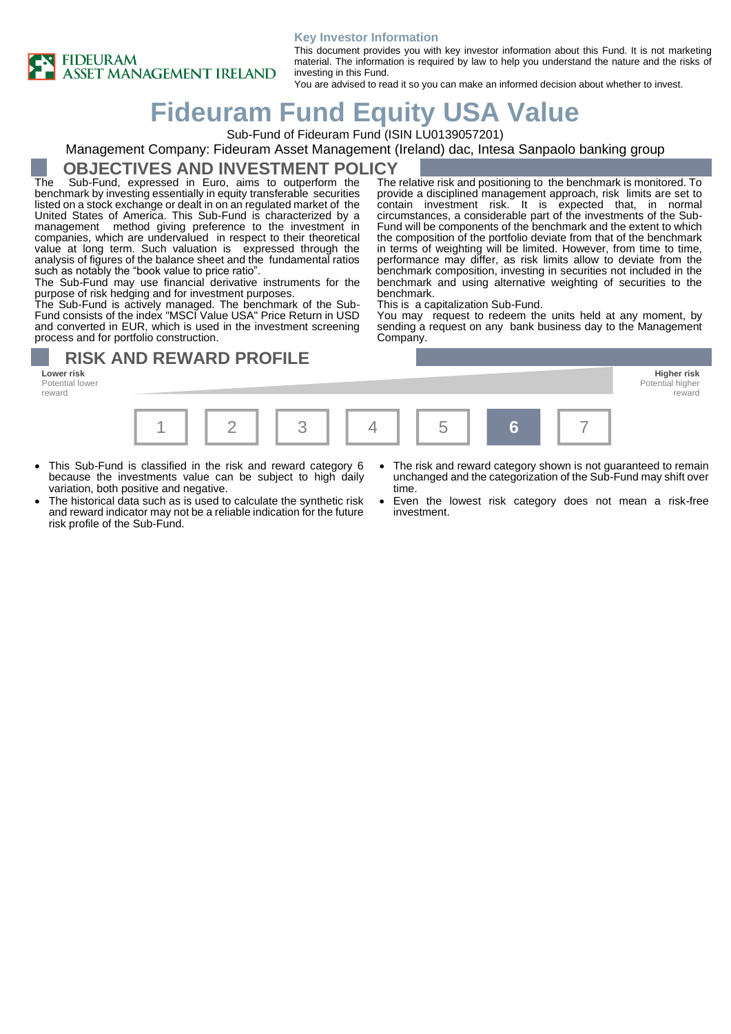FIDEURAM ASSET MANAGEMENT IRELAND

**Key Investor Information**

This document provides you with key investor information about this Fund. It is not marketing material. The information is required by law to help you understand the nature and the risks of investing in this Fund.

You are advised to read it so you can make an informed decision about whether to invest.

# Fideuram Fund Equity USA Value

Sub-Fund of Fideuram Fund (ISIN LU0139057201)

Management Company: Fideuram Asset Management (Ireland) dac, Intesa Sanpaolo banking group

## OBJECTIVES AND INVESTMENT POLICY

The Sub-Fund, expressed in Euro, aims to outperform the benchmark by investing essentially in equity transferable securities listed on a stock exchange or dealt in on an regulated market of the United States of America. This Sub-Fund is characterized by a management method giving preference to the investment in companies, which are undervalued in respect to their theoretical value at long term. Such valuation is expressed through the analysis of figures of the balance sheet and the fundamental ratios such as notably the "book value to price ratio".

The Sub-Fund may use financial derivative instruments for the purpose of risk hedging and for investment purposes.

The Sub-Fund is actively managed. The benchmark of the Sub-Fund consists of the index "MSCI Value USA" Price Return in USD and converted in EUR, which is used in the investment screening process and for portfolio construction.

The relative risk and positioning to the benchmark is monitored. To provide a disciplined management approach, risk limits are set to contain investment risk. It is expected that, in normal circumstances, a considerable part of the investments of the Sub-Fund will be components of the benchmark and the extent to which the composition of the portfolio deviate from that of the benchmark in terms of weighting will be limited. However, from time to time, performance may differ, as risk limits allow to deviate from the benchmark composition, investing in securities not included in the benchmark and using alternative weighting of securities to the benchmark.

This is a capitalization Sub-Fund.

You may request to redeem the units held at any moment, by sending a request on any bank business day to the Management Company.

## RISK AND REWARD PROFILE

**Lower risk**
Potential lower reward

**Higher risk**
Potential higher reward

| 1 | 2 | 3 | 4 | 5 | **6** | 7 |
|---|---|---|---|---|---|---|

- This Sub-Fund is classified in the risk and reward category 6 because the investments value can be subject to high daily variation, both positive and negative.
- The historical data such as is used to calculate the synthetic risk and reward indicator may not be a reliable indication for the future risk profile of the Sub-Fund.
- The risk and reward category shown is not guaranteed to remain unchanged and the categorization of the Sub-Fund may shift over time.
- Even the lowest risk category does not mean a risk-free investment.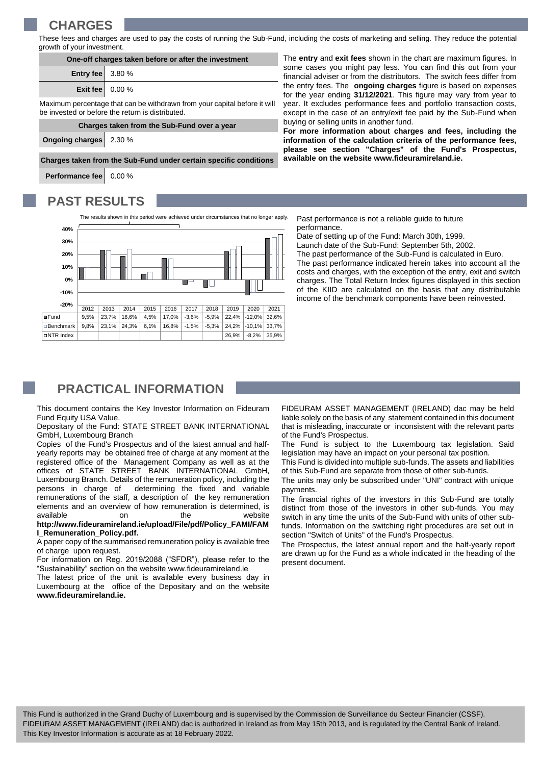## CHARGES

These fees and charges are used to pay the costs of running the Sub-Fund, including the costs of marketing and selling. They reduce the potential growth of your investment.

| One-off charges taken before or after the investment | |
|---|---|
| **Entry fee** | 3.80 % |
| **Exit fee** | 0.00 % |

Maximum percentage that can be withdrawn from your capital before it will be invested or before the return is distributed.

| Charges taken from the Sub-Fund over a year | |
|---|---|
| **Ongoing charges** | 2.30 % |

| Charges taken from the Sub-Fund under certain specific conditions | |
|---|---|
| **Performance fee** | 0.00 % |

The **entry** and **exit fees** shown in the chart are maximum figures. In some cases you might pay less. You can find this out from your financial adviser or from the distributors. The switch fees differ from the entry fees. The **ongoing charges** figure is based on expenses for the year ending **31/12/2021**. This figure may vary from year to year. It excludes performance fees and portfolio transaction costs, except in the case of an entry/exit fee paid by the Sub-Fund when buying or selling units in another fund.

**For more information about charges and fees, including the information of the calculation criteria of the performance fees, please see section "Charges" of the Fund's Prospectus, available on the website www.fideuramireland.ie.**

## PAST RESULTS

The results shown in this period were achieved under circumstances that no longer apply.

40%
30%
20%
10%
0%
-10%
-20%

| | 2012 | 2013 | 2014 | 2015 | 2016 | 2017 | 2018 | 2019 | 2020 | 2021 |
|---|---|---|---|---|---|---|---|---|---|---|
| Fund | 9,5% | 23,7% | 18,6% | 4,5% | 17,0% | -3,6% | -5,9% | 22,4% | -12,0% | 32,6% |
| Benchmark | 9,8% | 23,1% | 24,3% | 6,1% | 16,8% | -1,5% | -5,3% | 24,2% | -10,1% | 33,7% |
| NTR Index | | | | | | | | 26,9% | -8,2% | 35,9% |

Past performance is not a reliable guide to future performance.

Date of setting up of the Fund: March 30th, 1999.

Launch date of the Sub-Fund: September 5th, 2002.

The past performance of the Sub-Fund is calculated in Euro.

The past performance indicated herein takes into account all the costs and charges, with the exception of the entry, exit and switch charges. The Total Return Index figures displayed in this section of the KIID are calculated on the basis that any distributable income of the benchmark components have been reinvested.

## PRACTICAL INFORMATION

This document contains the Key Investor Information on Fideuram Fund Equity USA Value.

Depositary of the Fund: STATE STREET BANK INTERNATIONAL GmbH, Luxembourg Branch

Copies of the Fund's Prospectus and of the latest annual and half-yearly reports may be obtained free of charge at any moment at the registered office of the Management Company as well as at the offices of STATE STREET BANK INTERNATIONAL GmbH, Luxembourg Branch. Details of the remuneration policy, including the persons in charge of determining the fixed and variable remunerations of the staff, a description of the key remuneration elements and an overview of how remuneration is determined, is available on the website **http://www.fideuramireland.ie/upload/File/pdf/Policy_FAMI/FAMI_Remuneration_Policy.pdf.**

A paper copy of the summarised remuneration policy is available free of charge upon request.

For information on Reg. 2019/2088 ("SFDR"), please refer to the "Sustainability" section on the website www.fideuramireland.ie

The latest price of the unit is available every business day in Luxembourg at the office of the Depositary and on the website **www.fideuramireland.ie.**

FIDEURAM ASSET MANAGEMENT (IRELAND) dac may be held liable solely on the basis of any statement contained in this document that is misleading, inaccurate or inconsistent with the relevant parts of the Fund's Prospectus.

The Fund is subject to the Luxembourg tax legislation. Said legislation may have an impact on your personal tax position.

This Fund is divided into multiple sub-funds. The assets and liabilities of this Sub-Fund are separate from those of other sub-funds.

The units may only be subscribed under "UNI" contract with unique payments.

The financial rights of the investors in this Sub-Fund are totally distinct from those of the investors in other sub-funds. You may switch in any time the units of the Sub-Fund with units of other sub-funds. Information on the switching right procedures are set out in section "Switch of Units" of the Fund's Prospectus.

The Prospectus, the latest annual report and the half-yearly report are drawn up for the Fund as a whole indicated in the heading of the present document.

This Fund is authorized in the Grand Duchy of Luxembourg and is supervised by the Commission de Surveillance du Secteur Financier (CSSF).
FIDEURAM ASSET MANAGEMENT (IRELAND) dac is authorized in Ireland as from May 15th 2013, and is regulated by the Central Bank of Ireland.
This Key Investor Information is accurate as at 18 February 2022.